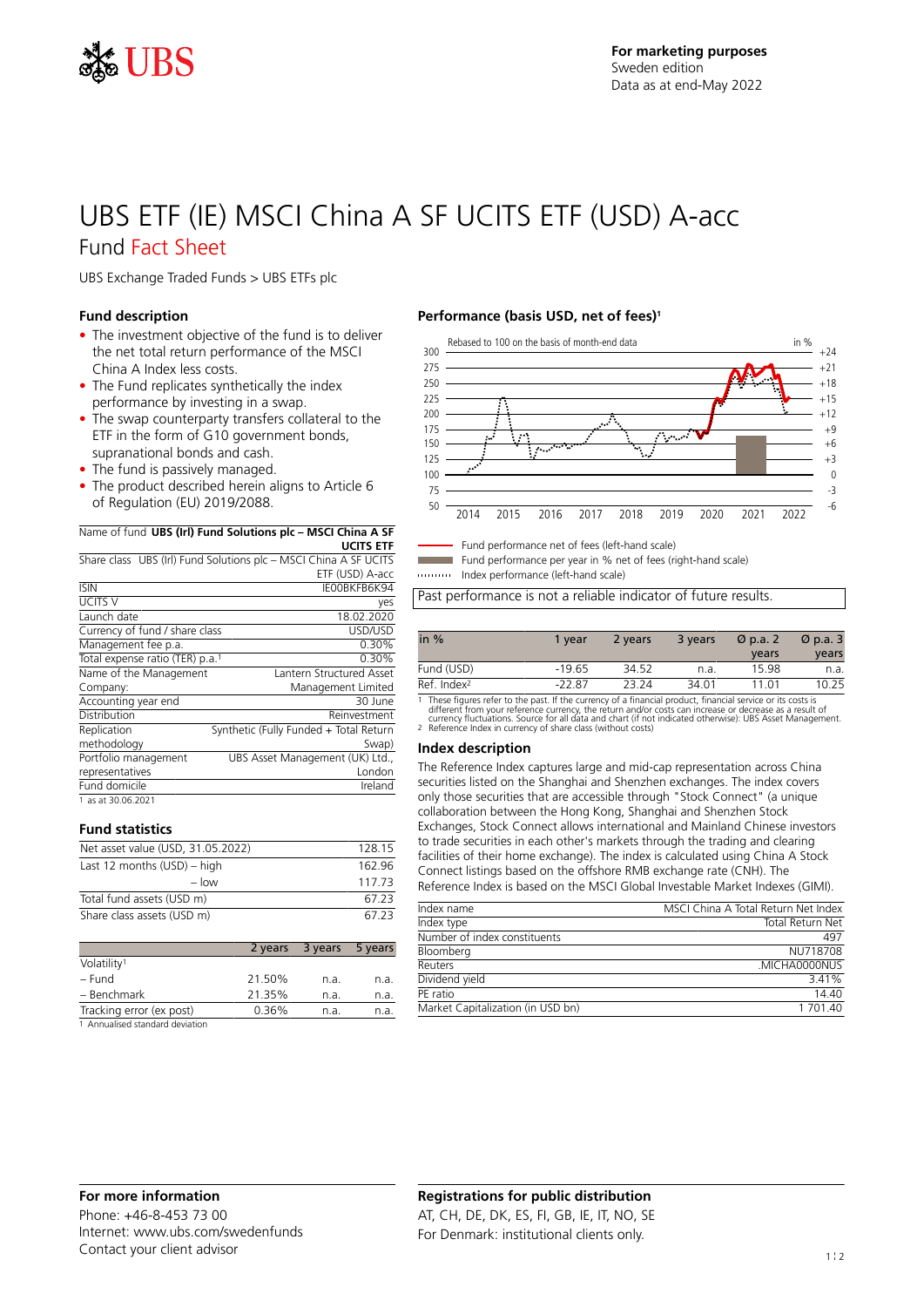For marketing purposes
Sweden edition
Data as at end-May 2022

# UBS ETF (IE) MSCI China A SF UCITS ETF (USD) A-acc

## Fund Fact Sheet

UBS Exchange Traded Funds > UBS ETFs plc

### Fund description

- The investment objective of the fund is to deliver the net total return performance of the MSCI China A Index less costs.
- The Fund replicates synthetically the index performance by investing in a swap.
- The swap counterparty transfers collateral to the ETF in the form of G10 government bonds, supranational bonds and cash.
- The fund is passively managed.
- The product described herein aligns to Article 6 of Regulation (EU) 2019/2088.

| Name of fund | **UBS (Irl) Fund Solutions plc – MSCI China A SF UCITS ETF** |
|---|---|
| Share class | UBS (Irl) Fund Solutions plc – MSCI China A SF UCITS ETF (USD) A-acc |
| ISIN | IE00BKFB6K94 |
| UCITS V | yes |
| Launch date | 18.02.2020 |
| Currency of fund / share class | USD/USD |
| Management fee p.a. | 0.30% |
| Total expense ratio (TER) p.a.[1] | 0.30% |
| Name of the Management Company: | Lantern Structured Asset Management Limited |
| Accounting year end | 30 June |
| Distribution | Reinvestment |
| Replication methodology | Synthetic (Fully Funded + Total Return Swap) |
| Portfolio management representatives | UBS Asset Management (UK) Ltd., London |
| Fund domicile | Ireland |

1 as at 30.06.2021

### Fund statistics

| | |
|---|---|
| Net asset value (USD, 31.05.2022) | 128.15 |
| Last 12 months (USD) – high | 162.96 |
| – low | 117.73 |
| Total fund assets (USD m) | 67.23 |
| Share class assets (USD m) | 67.23 |

| | 2 years | 3 years | 5 years |
|---|---|---|---|
| Volatility[1] | | | |
| – Fund | 21.50% | n.a. | n.a. |
| – Benchmark | 21.35% | n.a. | n.a. |
| Tracking error (ex post) | 0.36% | n.a. | n.a. |

1 Annualised standard deviation

### Performance (basis USD, net of fees)[1]

Rebased to 100 on the basis of month-end data

- Fund performance net of fees (left-hand scale)
- Fund performance per year in % net of fees (right-hand scale)
- Index performance (left-hand scale)

Past performance is not a reliable indicator of future results.

| in % | 1 year | 2 years | 3 years | Ø p.a. 2 years | Ø p.a. 3 years |
|---|---|---|---|---|---|
| Fund (USD) | -19.65 | 34.52 | n.a. | 15.98 | n.a. |
| Ref. Index[2] | -22.87 | 23.24 | 34.01 | 11.01 | 10.25 |

1 These figures refer to the past. If the currency of a financial product, financial service or its costs is different from your reference currency, the return and/or costs can increase or decrease as a result of currency fluctuations. Source for all data and chart (if not indicated otherwise): UBS Asset Management.
2 Reference Index in currency of share class (without costs)

### Index description

The Reference Index captures large and mid-cap representation across China securities listed on the Shanghai and Shenzhen exchanges. The index covers only those securities that are accessible through "Stock Connect" (a unique collaboration between the Hong Kong, Shanghai and Shenzhen Stock Exchanges, Stock Connect allows international and Mainland Chinese investors to trade securities in each other's markets through the trading and clearing facilities of their home exchange). The index is calculated using China A Stock Connect listings based on the offshore RMB exchange rate (CNH). The Reference Index is based on the MSCI Global Investable Market Indexes (GIMI).

| | |
|---|---|
| Index name | MSCI China A Total Return Net Index |
| Index type | Total Return Net |
| Number of index constituents | 497 |
| Bloomberg | NU718708 |
| Reuters | .MICHA0000NUS |
| Dividend yield | 3.41% |
| PE ratio | 14.40 |
| Market Capitalization (in USD bn) | 1 701.40 |

### For more information

Phone: +46-8-453 73 00
Internet: www.ubs.com/swedenfunds
Contact your client advisor

### Registrations for public distribution

AT, CH, DE, DK, ES, FI, GB, IE, IT, NO, SE
For Denmark: institutional clients only.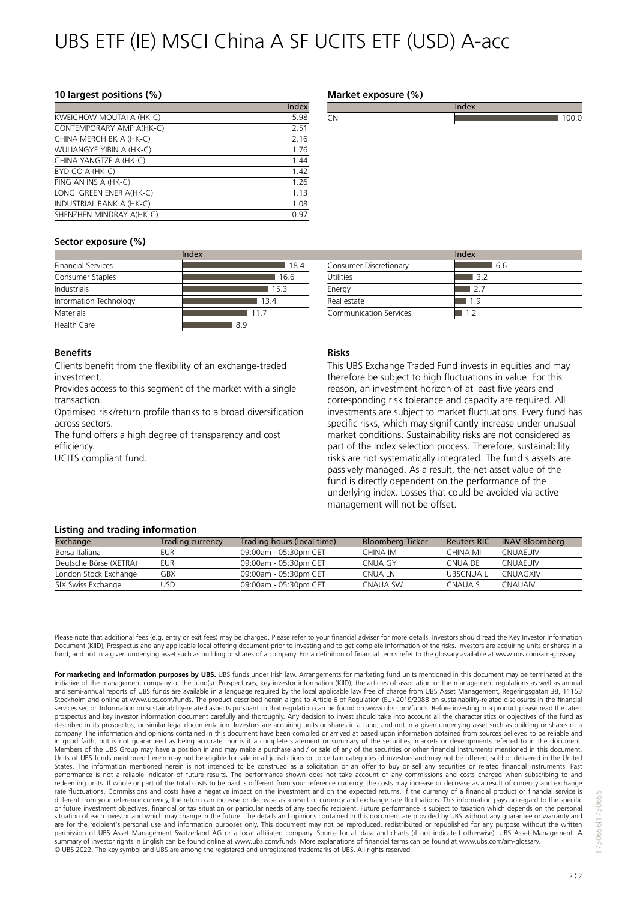# UBS ETF (IE) MSCI China A SF UCITS ETF (USD) A-acc

### 10 largest positions (%)

| | Index |
|---|---|
| KWEICHOW MOUTAI A (HK-C) | 5.98 |
| CONTEMPORARY AMP A(HK-C) | 2.51 |
| CHINA MERCH BK A (HK-C) | 2.16 |
| WULIANGYE YIBIN A (HK-C) | 1.76 |
| CHINA YANGTZE A (HK-C) | 1.44 |
| BYD CO A (HK-C) | 1.42 |
| PING AN INS A (HK-C) | 1.26 |
| LONGI GREEN ENER A(HK-C) | 1.13 |
| INDUSTRIAL BANK A (HK-C) | 1.08 |
| SHENZHEN MINDRAY A(HK-C) | 0.97 |

### Market exposure (%)

Index

CN 100.0

### Sector exposure (%)

Index

Financial Services 18.4

Consumer Staples 16.6

Industrials 15.3

Information Technology 13.4

Materials 11.7

Health Care 8.9

Consumer Discretionary 6.6

Utilities 3.2

Energy 2.7

Real estate 1.9

Communication Services 1.2

### Benefits

Clients benefit from the flexibility of an exchange-traded investment.

Provides access to this segment of the market with a single transaction.

Optimised risk/return profile thanks to a broad diversification across sectors.

The fund offers a high degree of transparency and cost efficiency.

UCITS compliant fund.

### Risks

This UBS Exchange Traded Fund invests in equities and may therefore be subject to high fluctuations in value. For this reason, an investment horizon of at least five years and corresponding risk tolerance and capacity are required. All investments are subject to market fluctuations. Every fund has specific risks, which may significantly increase under unusual market conditions. Sustainability risks are not considered as part of the Index selection process. Therefore, sustainability risks are not systematically integrated. The fund's assets are passively managed. As a result, the net asset value of the fund is directly dependent on the performance of the underlying index. Losses that could be avoided via active management will not be offset.

### Listing and trading information

| Exchange | Trading currency | Trading hours (local time) | Bloomberg Ticker | Reuters RIC | iNAV Bloomberg |
|---|---|---|---|---|---|
| Borsa Italiana | EUR | 09:00am - 05:30pm CET | CHINA IM | CHINA.MI | CNUAEUIV |
| Deutsche Börse (XETRA) | EUR | 09:00am - 05:30pm CET | CNUA GY | CNUA.DE | CNUAEUIV |
| London Stock Exchange | GBX | 09:00am - 05:30pm CET | CNUA LN | UBSCNUA.L | CNUAGXIV |
| SIX Swiss Exchange | USD | 09:00am - 05:30pm CET | CNAUA SW | CNAUA.S | CNAUAIV |

Please note that additional fees (e.g. entry or exit fees) may be charged. Please refer to your financial adviser for more details. Investors should read the Key Investor Information Document (KIID), Prospectus and any applicable local offering document prior to investing and to get complete information of the risks. Investors are acquiring units or shares in a fund, and not in a given underlying asset such as building or shares of a company. For a definition of financial terms refer to the glossary available at www.ubs.com/am-glossary.

**For marketing and information purposes by UBS.** UBS funds under Irish law. Arrangements for marketing fund units mentioned in this document may be terminated at the initiative of the management company of the fund(s). Prospectuses, key investor information (KIID), the articles of association or the management regulations as well as annual and semi-annual reports of UBS funds are available in a language required by the local applicable law free of charge from UBS Asset Management, Regeringsgatan 38, 11153 Stockholm and online at www.ubs.com/funds. The product described herein aligns to Article 6 of Regulation (EU) 2019/2088 on sustainability-related disclosures in the financial services sector. Information on sustainability-related aspects pursuant to that regulation can be found on www.ubs.com/funds. Before investing in a product please read the latest prospectus and key investor information document carefully and thoroughly. Any decision to invest should take into account all the characteristics or objectives of the fund as described in its prospectus, or similar legal documentation. Investors are acquiring units or shares in a fund, and not in a given underlying asset such as building or shares of a company. The information and opinions contained in this document have been compiled or arrived at based upon information obtained from sources believed to be reliable and in good faith, but is not guaranteed as being accurate, nor is it a complete statement or summary of the securities, markets or developments referred to in the document. Members of the UBS Group may have a position in and may make a purchase and / or sale of any of the securities or other financial instruments mentioned in this document. Units of UBS funds mentioned herein may not be eligible for sale in all jurisdictions or to certain categories of investors and may not be offered, sold or delivered in the United States. The information mentioned herein is not intended to be construed as a solicitation or an offer to buy or sell any securities or related financial instruments. Past performance is not a reliable indicator of future results. The performance shown does not take account of any commissions and costs charged when subscribing to and redeeming units. If whole or part of the total costs to be paid is different from your reference currency, the costs may increase or decrease as a result of currency and exchange rate fluctuations. Commissions and costs have a negative impact on the investment and on the expected returns. If the currency of a financial product or financial service is different from your reference currency, the return can increase or decrease as a result of currency and exchange rate fluctuations. This information pays no regard to the specific or future investment objectives, financial or tax situation or particular needs of any specific recipient. Future performance is subject to taxation which depends on the personal situation of each investor and which may change in the future. The details and opinions contained in this document are provided by UBS without any guarantee or warranty and are for the recipient's personal use and information purposes only. This document may not be reproduced, redistributed or republished for any purpose without the written permission of UBS Asset Management Switzerland AG or a local affiliated company. Source for all data and charts (if not indicated otherwise): UBS Asset Management. A summary of investor rights in English can be found online at www.ubs.com/funds. More explanations of financial terms can be found at www.ubs.com/am-glossary.
© UBS 2022. The key symbol and UBS are among the registered and unregistered trademarks of UBS. All rights reserved.

1730656I1730655